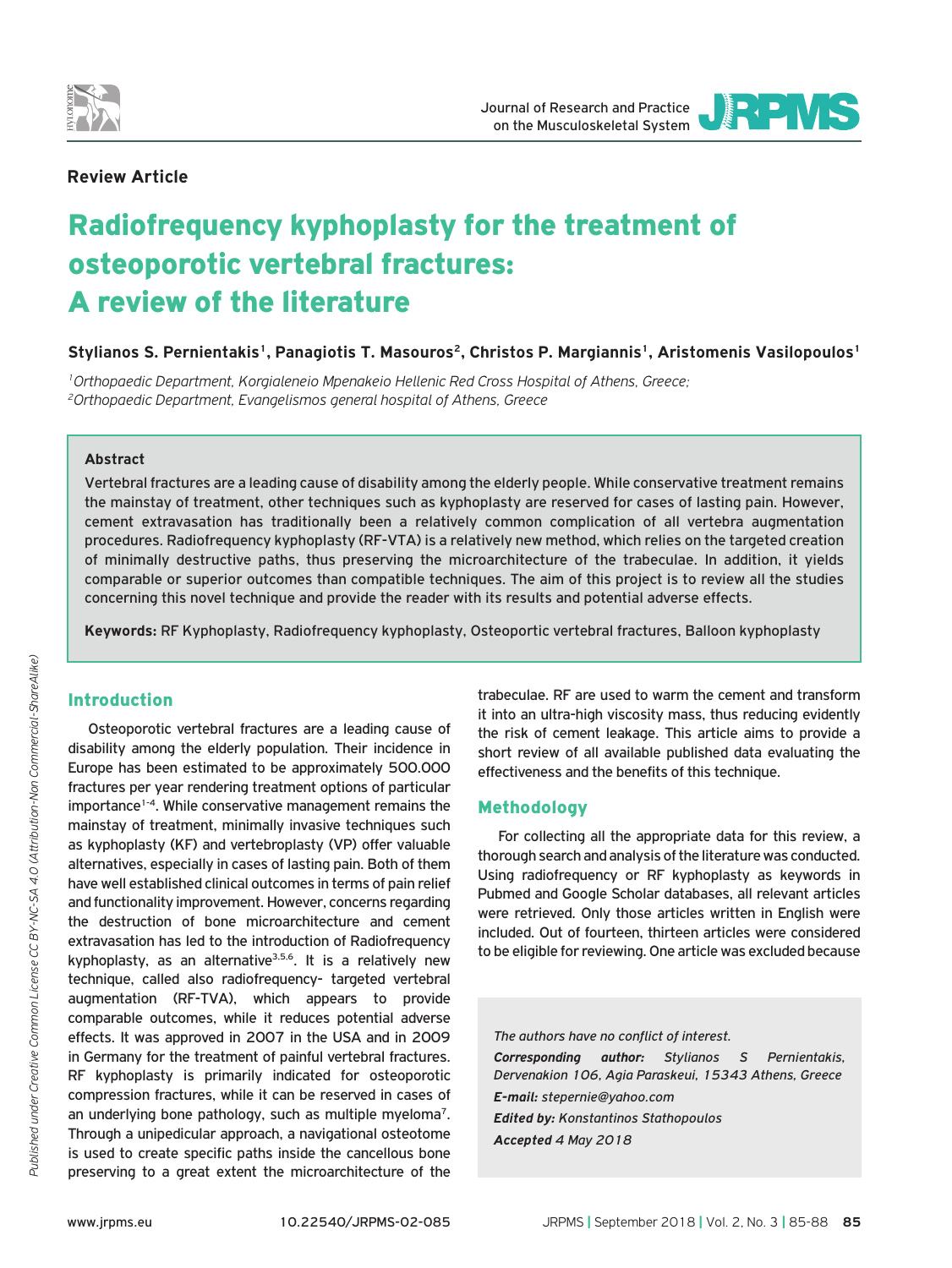**Review Article**

# Radiofrequency kyphoplasty for the treatment of osteoporotic vertebral fractures: A review of the literature

**Stylianos S. Pernientakis[1], Panagiotis T. Masouros[2], Christos P. Margiannis[1], Aristomenis Vasilopoulos[1]**

[1]*Orthopaedic Department, Korgialeneio Mpenakeio Hellenic Red Cross Hospital of Athens, Greece;*
[2]*Orthopaedic Department, Evangelismos general hospital of Athens, Greece*

### Abstract

Vertebral fractures are a leading cause of disability among the elderly people. While conservative treatment remains the mainstay of treatment, other techniques such as kyphoplasty are reserved for cases of lasting pain. However, cement extravasation has traditionally been a relatively common complication of all vertebra augmentation procedures. Radiofrequency kyphoplasty (RF-VTA) is a relatively new method, which relies on the targeted creation of minimally destructive paths, thus preserving the microarchitecture of the trabeculae. In addition, it yields comparable or superior outcomes than compatible techniques. The aim of this project is to review all the studies concerning this novel technique and provide the reader with its results and potential adverse effects.

**Keywords:** RF Kyphoplasty, Radiofrequency kyphoplasty, Osteoportic vertebral fractures, Balloon kyphoplasty

## Introduction

Osteoporotic vertebral fractures are a leading cause of disability among the elderly population. Their incidence in Europe has been estimated to be approximately 500.000 fractures per year rendering treatment options of particular importance[1-4]. While conservative management remains the mainstay of treatment, minimally invasive techniques such as kyphoplasty (KF) and vertebroplasty (VP) offer valuable alternatives, especially in cases of lasting pain. Both of them have well established clinical outcomes in terms of pain relief and functionality improvement. However, concerns regarding the destruction of bone microarchitecture and cement extravasation has led to the introduction of Radiofrequency kyphoplasty, as an alternative[3,5,6]. It is a relatively new technique, called also radiofrequency- targeted vertebral augmentation (RF-TVA), which appears to provide comparable outcomes, while it reduces potential adverse effects. It was approved in 2007 in the USA and in 2009 in Germany for the treatment of painful vertebral fractures. RF kyphoplasty is primarily indicated for osteoporotic compression fractures, while it can be reserved in cases of an underlying bone pathology, such as multiple myeloma[7]. Through a unipedicular approach, a navigational osteotome is used to create specific paths inside the cancellous bone preserving to a great extent the microarchitecture of the trabeculae. RF are used to warm the cement and transform it into an ultra-high viscosity mass, thus reducing evidently the risk of cement leakage. This article aims to provide a short review of all available published data evaluating the effectiveness and the benefits of this technique.

## Methodology

For collecting all the appropriate data for this review, a thorough search and analysis of the literature was conducted. Using radiofrequency or RF kyphoplasty as keywords in Pubmed and Google Scholar databases, all relevant articles were retrieved. Only those articles written in English were included. Out of fourteen, thirteen articles were considered to be eligible for reviewing. One article was excluded because

*The authors have no conflict of interest.*
***Corresponding author:*** *Stylianos S Pernientakis, Dervenakion 106, Agia Paraskeui, 15343 Athens, Greece*
***E-mail:*** *stepernie@yahoo.com*
***Edited by:*** *Konstantinos Stathopoulos*
***Accepted*** *4 May 2018*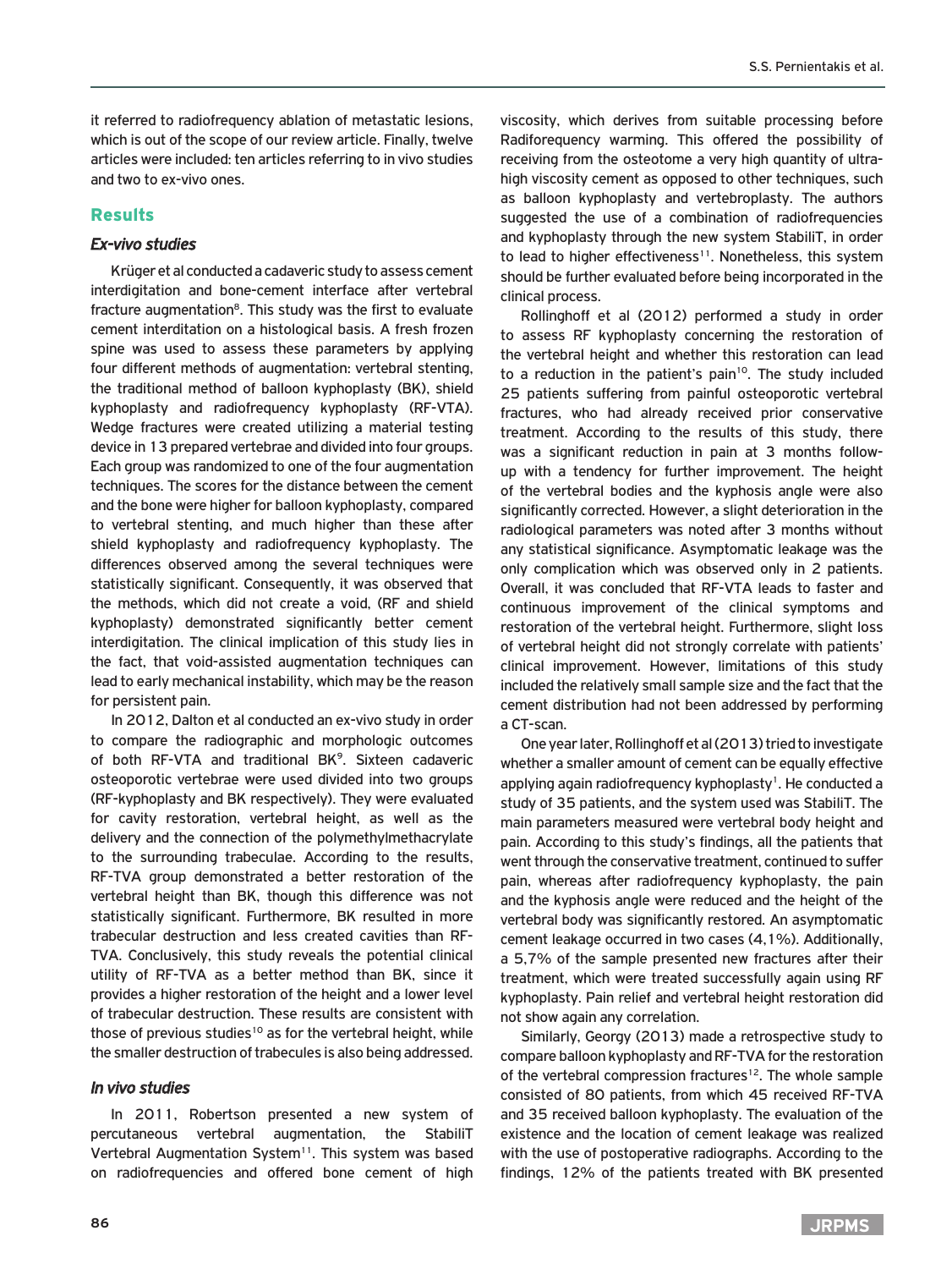it referred to radiofrequency ablation of metastatic lesions, which is out of the scope of our review article. Finally, twelve articles were included: ten articles referring to in vivo studies and two to ex-vivo ones.

## Results

### *Ex-vivo studies*

Krüger et al conducted a cadaveric study to assess cement interdigitation and bone-cement interface after vertebral fracture augmentation[8]. This study was the first to evaluate cement interditation on a histological basis. A fresh frozen spine was used to assess these parameters by applying four different methods of augmentation: vertebral stenting, the traditional method of balloon kyphoplasty (BK), shield kyphoplasty and radiofrequency kyphoplasty (RF-VTA). Wedge fractures were created utilizing a material testing device in 13 prepared vertebrae and divided into four groups. Each group was randomized to one of the four augmentation techniques. The scores for the distance between the cement and the bone were higher for balloon kyphoplasty, compared to vertebral stenting, and much higher than these after shield kyphoplasty and radiofrequency kyphoplasty. The differences observed among the several techniques were statistically significant. Consequently, it was observed that the methods, which did not create a void, (RF and shield kyphoplasty) demonstrated significantly better cement interdigitation. The clinical implication of this study lies in the fact, that void-assisted augmentation techniques can lead to early mechanical instability, which may be the reason for persistent pain.

In 2012, Dalton et al conducted an ex-vivo study in order to compare the radiographic and morphologic outcomes of both RF-VTA and traditional BK[9]. Sixteen cadaveric osteoporotic vertebrae were used divided into two groups (RF-kyphoplasty and BK respectively). They were evaluated for cavity restoration, vertebral height, as well as the delivery and the connection of the polymethylmethacrylate to the surrounding trabeculae. According to the results, RF-TVA group demonstrated a better restoration of the vertebral height than BK, though this difference was not statistically significant. Furthermore, BK resulted in more trabecular destruction and less created cavities than RF-TVA. Conclusively, this study reveals the potential clinical utility of RF-TVA as a better method than BK, since it provides a higher restoration of the height and a lower level of trabecular destruction. These results are consistent with those of previous studies[10] as for the vertebral height, while the smaller destruction of trabecules is also being addressed.

### *In vivo studies*

In 2011, Robertson presented a new system of percutaneous vertebral augmentation, the StabiliT Vertebral Augmentation System[11]. This system was based on radiofrequencies and offered bone cement of high viscosity, which derives from suitable processing before Radiforequency warming. This offered the possibility of receiving from the osteotome a very high quantity of ultra-high viscosity cement as opposed to other techniques, such as balloon kyphoplasty and vertebroplasty. The authors suggested the use of a combination of radiofrequencies and kyphoplasty through the new system StabiliT, in order to lead to higher effectiveness[11]. Nonetheless, this system should be further evaluated before being incorporated in the clinical process.

Rollinghoff et al (2012) performed a study in order to assess RF kyphoplasty concerning the restoration of the vertebral height and whether this restoration can lead to a reduction in the patient's pain[10]. The study included 25 patients suffering from painful osteoporotic vertebral fractures, who had already received prior conservative treatment. According to the results of this study, there was a significant reduction in pain at 3 months follow-up with a tendency for further improvement. The height of the vertebral bodies and the kyphosis angle were also significantly corrected. However, a slight deterioration in the radiological parameters was noted after 3 months without any statistical significance. Asymptomatic leakage was the only complication which was observed only in 2 patients. Overall, it was concluded that RF-VTA leads to faster and continuous improvement of the clinical symptoms and restoration of the vertebral height. Furthermore, slight loss of vertebral height did not strongly correlate with patients' clinical improvement. However, limitations of this study included the relatively small sample size and the fact that the cement distribution had not been addressed by performing a CT-scan.

One year later, Rollinghoff et al (2013) tried to investigate whether a smaller amount of cement can be equally effective applying again radiofrequency kyphoplasty[1]. He conducted a study of 35 patients, and the system used was StabiliT. The main parameters measured were vertebral body height and pain. According to this study's findings, all the patients that went through the conservative treatment, continued to suffer pain, whereas after radiofrequency kyphoplasty, the pain and the kyphosis angle were reduced and the height of the vertebral body was significantly restored. An asymptomatic cement leakage occurred in two cases (4,1%). Additionally, a 5,7% of the sample presented new fractures after their treatment, which were treated successfully again using RF kyphoplasty. Pain relief and vertebral height restoration did not show again any correlation.

Similarly, Georgy (2013) made a retrospective study to compare balloon kyphoplasty and RF-TVA for the restoration of the vertebral compression fractures[12]. The whole sample consisted of 80 patients, from which 45 received RF-TVA and 35 received balloon kyphoplasty. The evaluation of the existence and the location of cement leakage was realized with the use of postoperative radiographs. According to the findings, 12% of the patients treated with BK presented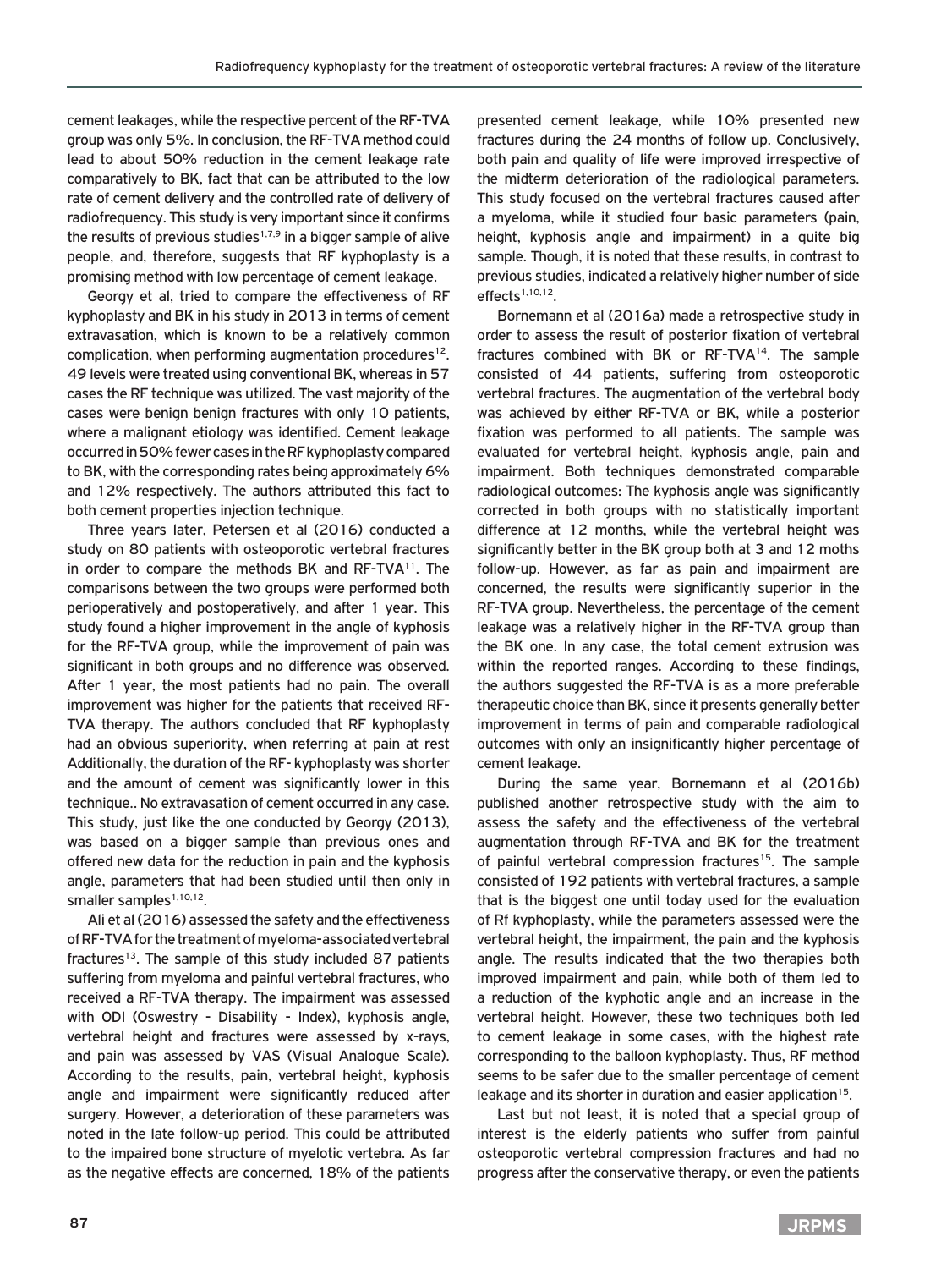cement leakages, while the respective percent of the RF-TVA group was only 5%. In conclusion, the RF-TVA method could lead to about 50% reduction in the cement leakage rate comparatively to BK, fact that can be attributed to the low rate of cement delivery and the controlled rate of delivery of radiofrequency. This study is very important since it confirms the results of previous studies[1,7,9] in a bigger sample of alive people, and, therefore, suggests that RF kyphoplasty is a promising method with low percentage of cement leakage.

Georgy et al, tried to compare the effectiveness of RF kyphoplasty and BK in his study in 2013 in terms of cement extravasation, which is known to be a relatively common complication, when performing augmentation procedures[12]. 49 levels were treated using conventional BK, whereas in 57 cases the RF technique was utilized. The vast majority of the cases were benign benign fractures with only 10 patients, where a malignant etiology was identified. Cement leakage occurred in 50% fewer cases in the RF kyphoplasty compared to BK, with the corresponding rates being approximately 6% and 12% respectively. The authors attributed this fact to both cement properties injection technique.

Three years later, Petersen et al (2016) conducted a study on 80 patients with osteoporotic vertebral fractures in order to compare the methods BK and RF-TVA[11]. The comparisons between the two groups were performed both perioperatively and postoperatively, and after 1 year. This study found a higher improvement in the angle of kyphosis for the RF-TVA group, while the improvement of pain was significant in both groups and no difference was observed. After 1 year, the most patients had no pain. The overall improvement was higher for the patients that received RF-TVA therapy. The authors concluded that RF kyphoplasty had an obvious superiority, when referring at pain at rest Additionally, the duration of the RF- kyphoplasty was shorter and the amount of cement was significantly lower in this technique.. No extravasation of cement occurred in any case. This study, just like the one conducted by Georgy (2013), was based on a bigger sample than previous ones and offered new data for the reduction in pain and the kyphosis angle, parameters that had been studied until then only in smaller samples[1,10,12].

Ali et al (2016) assessed the safety and the effectiveness of RF-TVA for the treatment of myeloma-associated vertebral fractures[13]. The sample of this study included 87 patients suffering from myeloma and painful vertebral fractures, who received a RF-TVA therapy. The impairment was assessed with ODI (Oswestry - Disability - Index), kyphosis angle, vertebral height and fractures were assessed by x-rays, and pain was assessed by VAS (Visual Analogue Scale). According to the results, pain, vertebral height, kyphosis angle and impairment were significantly reduced after surgery. However, a deterioration of these parameters was noted in the late follow-up period. This could be attributed to the impaired bone structure of myelotic vertebra. As far as the negative effects are concerned, 18% of the patients presented cement leakage, while 10% presented new fractures during the 24 months of follow up. Conclusively, both pain and quality of life were improved irrespective of the midterm deterioration of the radiological parameters. This study focused on the vertebral fractures caused after a myeloma, while it studied four basic parameters (pain, height, kyphosis angle and impairment) in a quite big sample. Though, it is noted that these results, in contrast to previous studies, indicated a relatively higher number of side effects[1,10,12].

Bornemann et al (2016a) made a retrospective study in order to assess the result of posterior fixation of vertebral fractures combined with BK or RF-TVA[14]. The sample consisted of 44 patients, suffering from osteoporotic vertebral fractures. The augmentation of the vertebral body was achieved by either RF-TVA or BK, while a posterior fixation was performed to all patients. The sample was evaluated for vertebral height, kyphosis angle, pain and impairment. Both techniques demonstrated comparable radiological outcomes: The kyphosis angle was significantly corrected in both groups with no statistically important difference at 12 months, while the vertebral height was significantly better in the BK group both at 3 and 12 moths follow-up. However, as far as pain and impairment are concerned, the results were significantly superior in the RF-TVA group. Nevertheless, the percentage of the cement leakage was a relatively higher in the RF-TVA group than the BK one. In any case, the total cement extrusion was within the reported ranges. According to these findings, the authors suggested the RF-TVA is as a more preferable therapeutic choice than BK, since it presents generally better improvement in terms of pain and comparable radiological outcomes with only an insignificantly higher percentage of cement leakage.

During the same year, Bornemann et al (2016b) published another retrospective study with the aim to assess the safety and the effectiveness of the vertebral augmentation through RF-TVA and BK for the treatment of painful vertebral compression fractures[15]. The sample consisted of 192 patients with vertebral fractures, a sample that is the biggest one until today used for the evaluation of Rf kyphoplasty, while the parameters assessed were the vertebral height, the impairment, the pain and the kyphosis angle. The results indicated that the two therapies both improved impairment and pain, while both of them led to a reduction of the kyphotic angle and an increase in the vertebral height. However, these two techniques both led to cement leakage in some cases, with the highest rate corresponding to the balloon kyphoplasty. Thus, RF method seems to be safer due to the smaller percentage of cement leakage and its shorter in duration and easier application[15].

Last but not least, it is noted that a special group of interest is the elderly patients who suffer from painful osteoporotic vertebral compression fractures and had no progress after the conservative therapy, or even the patients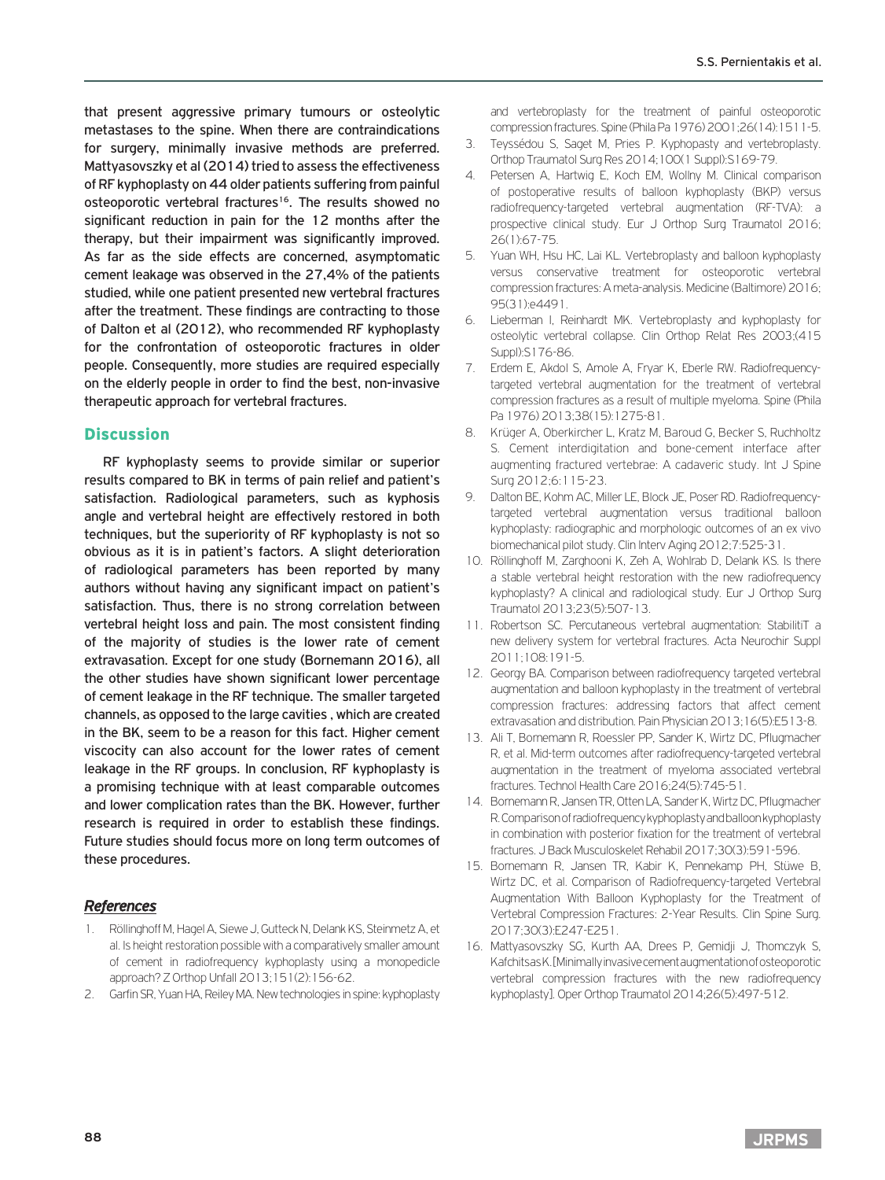that present aggressive primary tumours or osteolytic metastases to the spine. When there are contraindications for surgery, minimally invasive methods are preferred. Mattyasovszky et al (2014) tried to assess the effectiveness of RF kyphoplasty on 44 older patients suffering from painful osteoporotic vertebral fractures[16]. The results showed no significant reduction in pain for the 12 months after the therapy, but their impairment was significantly improved. As far as the side effects are concerned, asymptomatic cement leakage was observed in the 27,4% of the patients studied, while one patient presented new vertebral fractures after the treatment. These findings are contracting to those of Dalton et al (2012), who recommended RF kyphoplasty for the confrontation of osteoporotic fractures in older people. Consequently, more studies are required especially on the elderly people in order to find the best, non-invasive therapeutic approach for vertebral fractures.

## Discussion

RF kyphoplasty seems to provide similar or superior results compared to BK in terms of pain relief and patient's satisfaction. Radiological parameters, such as kyphosis angle and vertebral height are effectively restored in both techniques, but the superiority of RF kyphoplasty is not so obvious as it is in patient's factors. A slight deterioration of radiological parameters has been reported by many authors without having any significant impact on patient's satisfaction. Thus, there is no strong correlation between vertebral height loss and pain. The most consistent finding of the majority of studies is the lower rate of cement extravasation. Except for one study (Bornemann 2016), all the other studies have shown significant lower percentage of cement leakage in the RF technique. The smaller targeted channels, as opposed to the large cavities , which are created in the BK, seem to be a reason for this fact. Higher cement viscocity can also account for the lower rates of cement leakage in the RF groups. In conclusion, RF kyphoplasty is a promising technique with at least comparable outcomes and lower complication rates than the BK. However, further research is required in order to establish these findings. Future studies should focus more on long term outcomes of these procedures.

### *References*

1. Röllinghoff M, Hagel A, Siewe J, Gutteck N, Delank KS, Steinmetz A, et al. Is height restoration possible with a comparatively smaller amount of cement in radiofrequency kyphoplasty using a monopedicle approach? Z Orthop Unfall 2013;151(2):156-62.
2. Garfin SR, Yuan HA, Reiley MA. New technologies in spine: kyphoplasty and vertebroplasty for the treatment of painful osteoporotic compression fractures. Spine (Phila Pa 1976) 2001;26(14):1511-5.
3. Teyssédou S, Saget M, Pries P. Kyphopasty and vertebroplasty. Orthop Traumatol Surg Res 2014;100(1 Suppl):S169-79.
4. Petersen A, Hartwig E, Koch EM, Wollny M. Clinical comparison of postoperative results of balloon kyphoplasty (BKP) versus radiofrequency-targeted vertebral augmentation (RF-TVA): a prospective clinical study. Eur J Orthop Surg Traumatol 2016; 26(1):67-75.
5. Yuan WH, Hsu HC, Lai KL. Vertebroplasty and balloon kyphoplasty versus conservative treatment for osteoporotic vertebral compression fractures: A meta-analysis. Medicine (Baltimore) 2016; 95(31):e4491.
6. Lieberman I, Reinhardt MK. Vertebroplasty and kyphoplasty for osteolytic vertebral collapse. Clin Orthop Relat Res 2003;(415 Suppl):S176-86.
7. Erdem E, Akdol S, Amole A, Fryar K, Eberle RW. Radiofrequency-targeted vertebral augmentation for the treatment of vertebral compression fractures as a result of multiple myeloma. Spine (Phila Pa 1976) 2013;38(15):1275-81.
8. Krüger A, Oberkircher L, Kratz M, Baroud G, Becker S, Ruchholtz S. Cement interdigitation and bone-cement interface after augmenting fractured vertebrae: A cadaveric study. Int J Spine Surg 2012;6:115-23.
9. Dalton BE, Kohm AC, Miller LE, Block JE, Poser RD. Radiofrequency-targeted vertebral augmentation versus traditional balloon kyphoplasty: radiographic and morphologic outcomes of an ex vivo biomechanical pilot study. Clin Interv Aging 2012;7:525-31.
10. Röllinghoff M, Zarghooni K, Zeh A, Wohlrab D, Delank KS. Is there a stable vertebral height restoration with the new radiofrequency kyphoplasty? A clinical and radiological study. Eur J Orthop Surg Traumatol 2013;23(5):507-13.
11. Robertson SC. Percutaneous vertebral augmentation: StabilitiT a new delivery system for vertebral fractures. Acta Neurochir Suppl 2011;108:191-5.
12. Georgy BA. Comparison between radiofrequency targeted vertebral augmentation and balloon kyphoplasty in the treatment of vertebral compression fractures: addressing factors that affect cement extravasation and distribution. Pain Physician 2013;16(5):E513-8.
13. Ali T, Bornemann R, Roessler PP, Sander K, Wirtz DC, Pflugmacher R, et al. Mid-term outcomes after radiofrequency-targeted vertebral augmentation in the treatment of myeloma associated vertebral fractures. Technol Health Care 2016;24(5):745-51.
14. Bornemann R, Jansen TR, Otten LA, Sander K, Wirtz DC, Pflugmacher R. Comparison of radiofrequency kyphoplasty and balloon kyphoplasty in combination with posterior fixation for the treatment of vertebral fractures. J Back Musculoskelet Rehabil 2017;30(3):591-596.
15. Bornemann R, Jansen TR, Kabir K, Pennekamp PH, Stüwe B, Wirtz DC, et al. Comparison of Radiofrequency-targeted Vertebral Augmentation With Balloon Kyphoplasty for the Treatment of Vertebral Compression Fractures: 2-Year Results. Clin Spine Surg. 2017;30(3):E247-E251.
16. Mattyasovszky SG, Kurth AA, Drees P, Gercek E, Thomczyk S, Kafchitsas K. [Minimally invasive cement augmentation of osteoporotic vertebral compression fractures with the new radiofrequency kyphoplasty]. Oper Orthop Traumatol 2014;26(5):497-512.